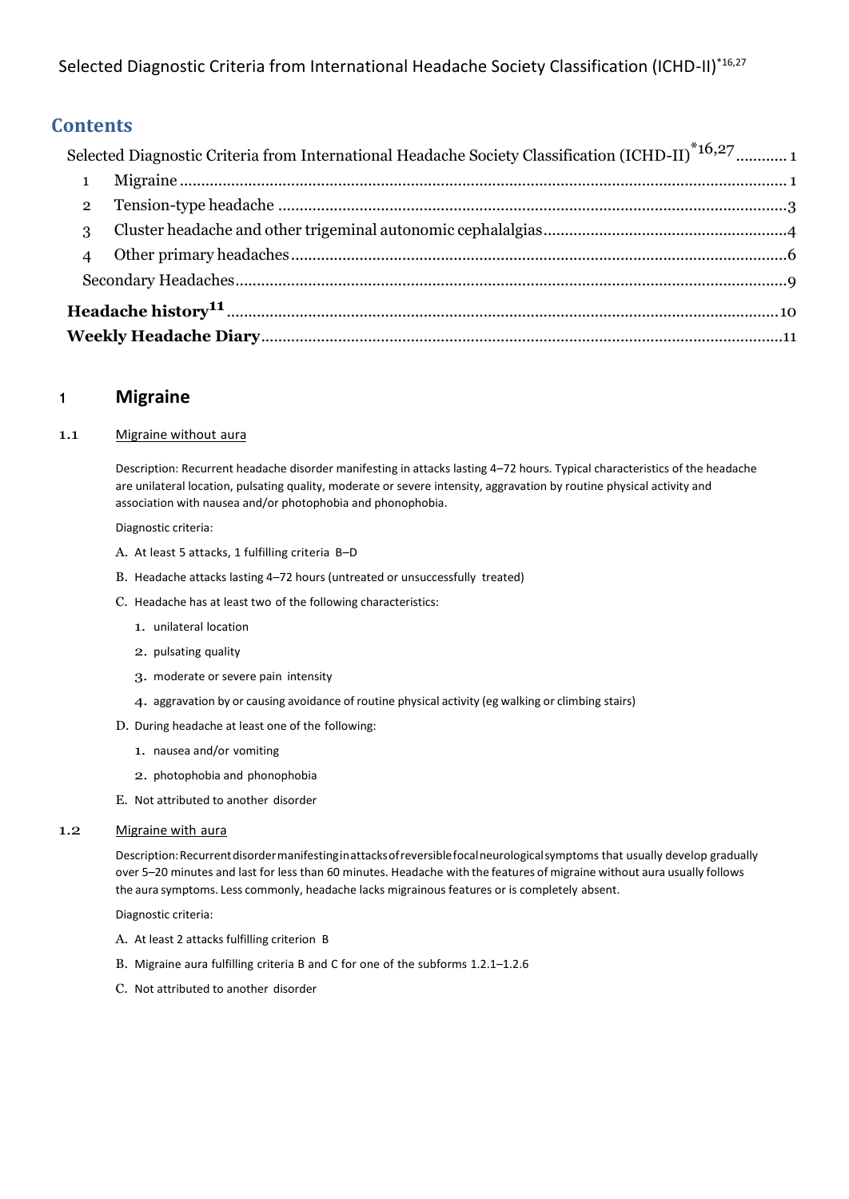Selected Diagnostic Criteria from International Headache Society Classification (ICHD-II)*[16,27]

## Contents

Selected Diagnostic Criteria from International Headache Society Classification (ICHD-II)*[16,27] ........... 1

1 Migraine ........... 1

2 Tension-type headache ........... 3

3 Cluster headache and other trigeminal autonomic cephalalgias ........... 4

4 Other primary headaches ........... 6

Secondary Headaches ........... 9

**Headache history[11]** ........... 10

**Weekly Headache Diary** ........... 11

# 1 Migraine

### 1.1 Migraine without aura

Description: Recurrent headache disorder manifesting in attacks lasting 4–72 hours. Typical characteristics of the headache are unilateral location, pulsating quality, moderate or severe intensity, aggravation by routine physical activity and association with nausea and/or photophobia and phonophobia.

Diagnostic criteria:

A. At least 5 attacks, 1 fulfilling criteria B–D

B. Headache attacks lasting 4–72 hours (untreated or unsuccessfully treated)

C. Headache has at least two of the following characteristics:

1. unilateral location
2. pulsating quality
3. moderate or severe pain intensity
4. aggravation by or causing avoidance of routine physical activity (eg walking or climbing stairs)

D. During headache at least one of the following:

1. nausea and/or vomiting
2. photophobia and phonophobia

E. Not attributed to another disorder

### 1.2 Migraine with aura

Description: Recurrent disorder manifesting in attacks of reversible focal neurological symptoms that usually develop gradually over 5–20 minutes and last for less than 60 minutes. Headache with the features of migraine without aura usually follows the aura symptoms. Less commonly, headache lacks migrainous features or is completely absent.

Diagnostic criteria:

A. At least 2 attacks fulfilling criterion B

B. Migraine aura fulfilling criteria B and C for one of the subforms 1.2.1–1.2.6

C. Not attributed to another disorder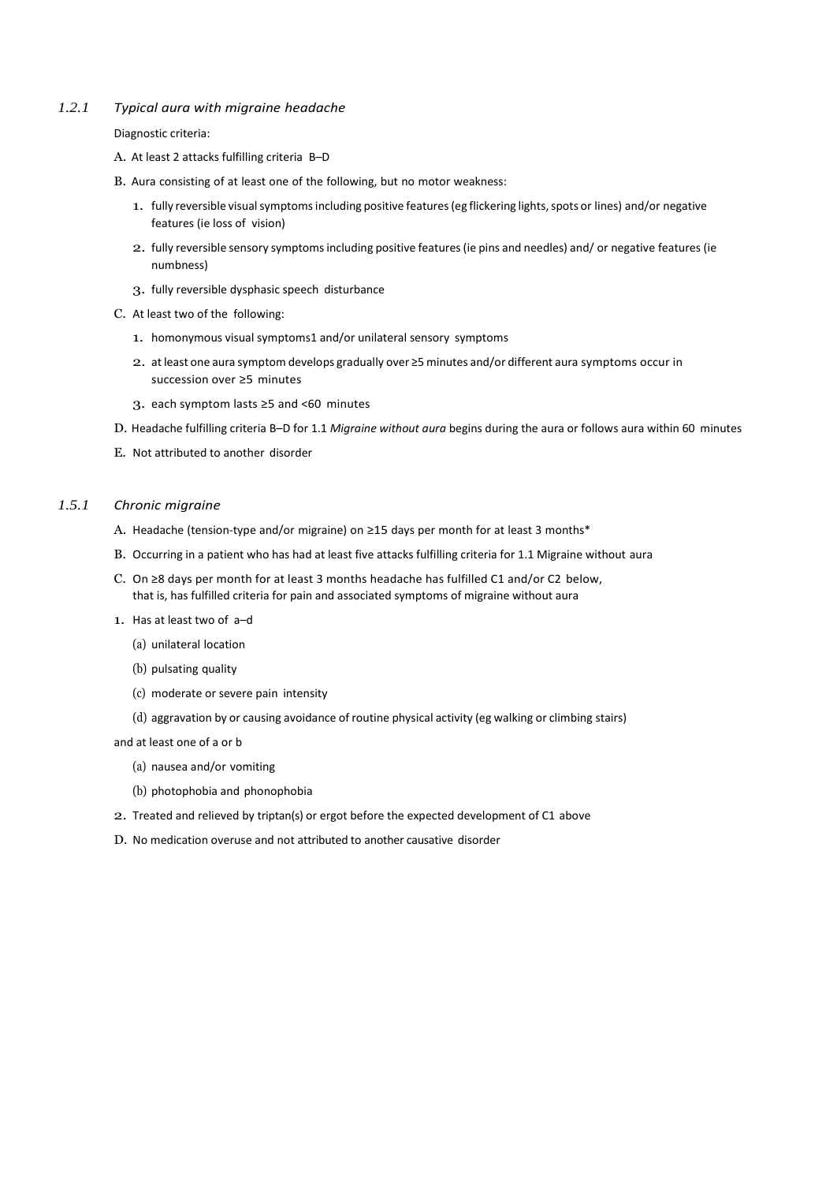### *1.2.1 Typical aura with migraine headache*

Diagnostic criteria:

A. At least 2 attacks fulfilling criteria B–D

B. Aura consisting of at least one of the following, but no motor weakness:

1. fully reversible visual symptoms including positive features (eg flickering lights, spots or lines) and/or negative features (ie loss of vision)
2. fully reversible sensory symptoms including positive features (ie pins and needles) and/ or negative features (ie numbness)
3. fully reversible dysphasic speech disturbance

C. At least two of the following:

1. homonymous visual symptoms1 and/or unilateral sensory symptoms
2. at least one aura symptom develops gradually over ≥5 minutes and/or different aura symptoms occur in succession over ≥5 minutes
3. each symptom lasts ≥5 and <60 minutes

D. Headache fulfilling criteria B–D for 1.1 *Migraine without aura* begins during the aura or follows aura within 60 minutes

E. Not attributed to another disorder

### *1.5.1 Chronic migraine*

A. Headache (tension-type and/or migraine) on ≥15 days per month for at least 3 months*

B. Occurring in a patient who has had at least five attacks fulfilling criteria for 1.1 Migraine without aura

C. On ≥8 days per month for at least 3 months headache has fulfilled C1 and/or C2 below, that is, has fulfilled criteria for pain and associated symptoms of migraine without aura

1. Has at least two of a–d
   - (a) unilateral location
   - (b) pulsating quality
   - (c) moderate or severe pain intensity
   - (d) aggravation by or causing avoidance of routine physical activity (eg walking or climbing stairs)

   and at least one of a or b
   - (a) nausea and/or vomiting
   - (b) photophobia and phonophobia
2. Treated and relieved by triptan(s) or ergot before the expected development of C1 above

D. No medication overuse and not attributed to another causative disorder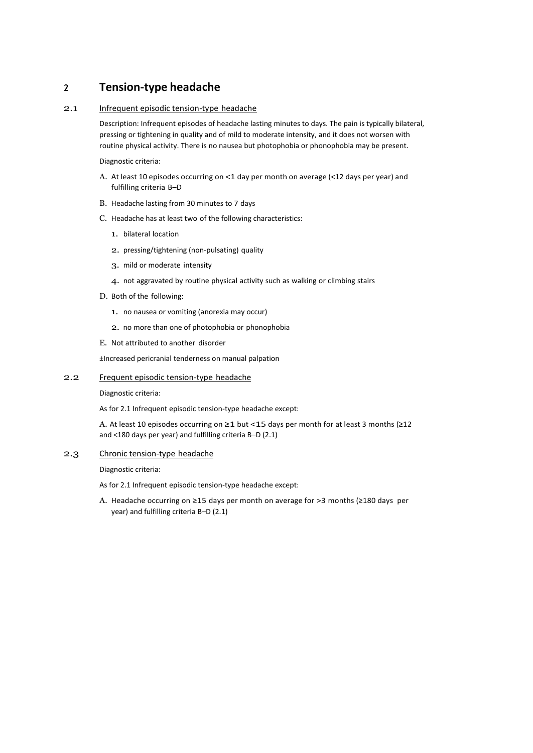# 2 Tension-type headache

## 2.1 Infrequent episodic tension-type headache

Description: Infrequent episodes of headache lasting minutes to days. The pain is typically bilateral, pressing or tightening in quality and of mild to moderate intensity, and it does not worsen with routine physical activity. There is no nausea but photophobia or phonophobia may be present.

Diagnostic criteria:

A. At least 10 episodes occurring on <1 day per month on average (<12 days per year) and fulfilling criteria B–D

B. Headache lasting from 30 minutes to 7 days

C. Headache has at least two of the following characteristics:

1. bilateral location
2. pressing/tightening (non-pulsating) quality
3. mild or moderate intensity
4. not aggravated by routine physical activity such as walking or climbing stairs

D. Both of the following:

1. no nausea or vomiting (anorexia may occur)
2. no more than one of photophobia or phonophobia

E. Not attributed to another disorder

±Increased pericranial tenderness on manual palpation

## 2.2 Frequent episodic tension-type headache

Diagnostic criteria:

As for 2.1 Infrequent episodic tension-type headache except:

A. At least 10 episodes occurring on ≥1 but <15 days per month for at least 3 months (≥12 and <180 days per year) and fulfilling criteria B–D (2.1)

## 2.3 Chronic tension-type headache

Diagnostic criteria:

As for 2.1 Infrequent episodic tension-type headache except:

A. Headache occurring on ≥15 days per month on average for >3 months (≥180 days per year) and fulfilling criteria B–D (2.1)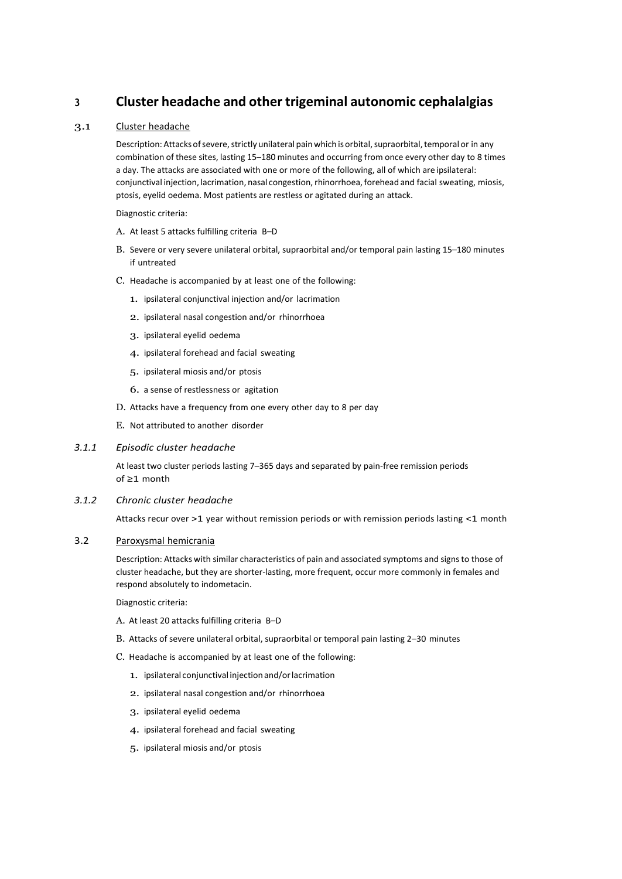# 3 Cluster headache and other trigeminal autonomic cephalalgias

## 3.1 Cluster headache

Description: Attacks of severe, strictly unilateral pain which is orbital, supraorbital, temporal or in any combination of these sites, lasting 15–180 minutes and occurring from once every other day to 8 times a day. The attacks are associated with one or more of the following, all of which are ipsilateral: conjunctival injection, lacrimation, nasal congestion, rhinorrhoea, forehead and facial sweating, miosis, ptosis, eyelid oedema. Most patients are restless or agitated during an attack.

Diagnostic criteria:

A. At least 5 attacks fulfilling criteria B–D

B. Severe or very severe unilateral orbital, supraorbital and/or temporal pain lasting 15–180 minutes if untreated

C. Headache is accompanied by at least one of the following:

1. ipsilateral conjunctival injection and/or lacrimation
2. ipsilateral nasal congestion and/or rhinorrhoea
3. ipsilateral eyelid oedema
4. ipsilateral forehead and facial sweating
5. ipsilateral miosis and/or ptosis
6. a sense of restlessness or agitation

D. Attacks have a frequency from one every other day to 8 per day

E. Not attributed to another disorder

### *3.1.1 Episodic cluster headache*

At least two cluster periods lasting 7–365 days and separated by pain-free remission periods of ≥1 month

### *3.1.2 Chronic cluster headache*

Attacks recur over >1 year without remission periods or with remission periods lasting <1 month

## 3.2 Paroxysmal hemicrania

Description: Attacks with similar characteristics of pain and associated symptoms and signs to those of cluster headache, but they are shorter-lasting, more frequent, occur more commonly in females and respond absolutely to indometacin.

Diagnostic criteria:

A. At least 20 attacks fulfilling criteria B–D

B. Attacks of severe unilateral orbital, supraorbital or temporal pain lasting 2–30 minutes

C. Headache is accompanied by at least one of the following:

1. ipsilateral conjunctival injection and/or lacrimation
2. ipsilateral nasal congestion and/or rhinorrhoea
3. ipsilateral eyelid oedema
4. ipsilateral forehead and facial sweating
5. ipsilateral miosis and/or ptosis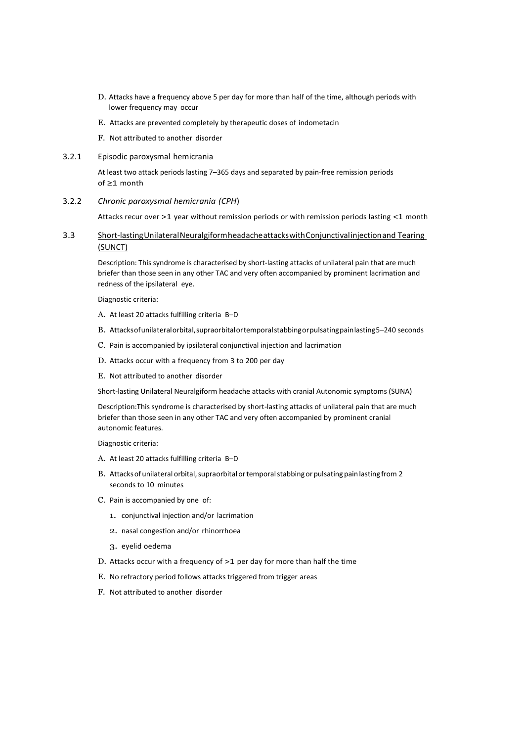D. Attacks have a frequency above 5 per day for more than half of the time, although periods with lower frequency may occur

E. Attacks are prevented completely by therapeutic doses of indometacin

F. Not attributed to another disorder

### 3.2.1 Episodic paroxysmal hemicrania

At least two attack periods lasting 7–365 days and separated by pain-free remission periods of ≥1 month

### 3.2.2 *Chronic paroxysmal hemicrania (CPH*)

Attacks recur over >1 year without remission periods or with remission periods lasting <1 month

### 3.3 Short-lasting Unilateral Neuralgiform headache attacks with Conjunctival injection and Tearing (SUNCT)

Description: This syndrome is characterised by short-lasting attacks of unilateral pain that are much briefer than those seen in any other TAC and very often accompanied by prominent lacrimation and redness of the ipsilateral eye.

Diagnostic criteria:

A. At least 20 attacks fulfilling criteria B–D

B. Attacks of unilateral orbital, supraorbital or temporal stabbing or pulsating pain lasting 5–240 seconds

C. Pain is accompanied by ipsilateral conjunctival injection and lacrimation

D. Attacks occur with a frequency from 3 to 200 per day

E. Not attributed to another disorder

Short-lasting Unilateral Neuralgiform headache attacks with cranial Autonomic symptoms (SUNA)

Description: This syndrome is characterised by short-lasting attacks of unilateral pain that are much briefer than those seen in any other TAC and very often accompanied by prominent cranial autonomic features.

Diagnostic criteria:

A. At least 20 attacks fulfilling criteria B–D

B. Attacks of unilateral orbital, supraorbital or temporal stabbing or pulsating pain lasting from 2 seconds to 10 minutes

C. Pain is accompanied by one of:

1. conjunctival injection and/or lacrimation
2. nasal congestion and/or rhinorrhoea
3. eyelid oedema

D. Attacks occur with a frequency of >1 per day for more than half the time

E. No refractory period follows attacks triggered from trigger areas

F. Not attributed to another disorder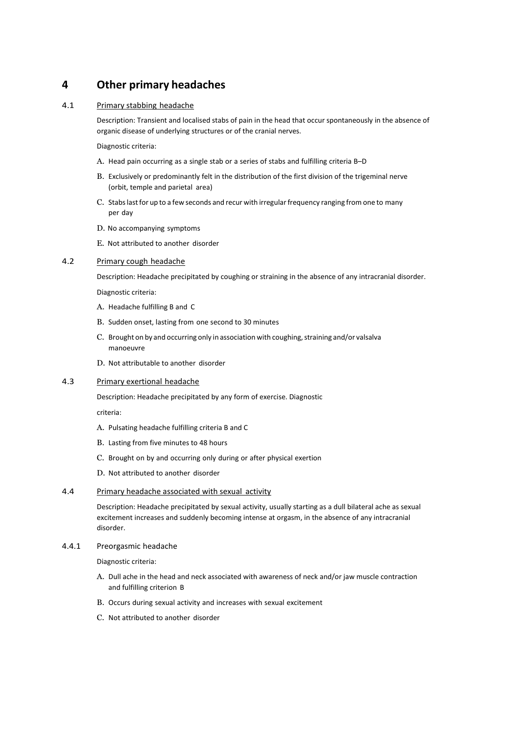# 4 Other primary headaches

## 4.1 Primary stabbing headache

Description: Transient and localised stabs of pain in the head that occur spontaneously in the absence of organic disease of underlying structures or of the cranial nerves.

Diagnostic criteria:

A. Head pain occurring as a single stab or a series of stabs and fulfilling criteria B–D

B. Exclusively or predominantly felt in the distribution of the first division of the trigeminal nerve (orbit, temple and parietal area)

C. Stabs last for up to a few seconds and recur with irregular frequency ranging from one to many per day

D. No accompanying symptoms

E. Not attributed to another disorder

## 4.2 Primary cough headache

Description: Headache precipitated by coughing or straining in the absence of any intracranial disorder.

Diagnostic criteria:

A. Headache fulfilling B and C

B. Sudden onset, lasting from one second to 30 minutes

C. Brought on by and occurring only in association with coughing, straining and/or valsalva manoeuvre

D. Not attributable to another disorder

## 4.3 Primary exertional headache

Description: Headache precipitated by any form of exercise. Diagnostic

criteria:

A. Pulsating headache fulfilling criteria B and C

B. Lasting from five minutes to 48 hours

C. Brought on by and occurring only during or after physical exertion

D. Not attributed to another disorder

## 4.4 Primary headache associated with sexual activity

Description: Headache precipitated by sexual activity, usually starting as a dull bilateral ache as sexual excitement increases and suddenly becoming intense at orgasm, in the absence of any intracranial disorder.

### 4.4.1 Preorgasmic headache

Diagnostic criteria:

A. Dull ache in the head and neck associated with awareness of neck and/or jaw muscle contraction and fulfilling criterion B

B. Occurs during sexual activity and increases with sexual excitement

C. Not attributed to another disorder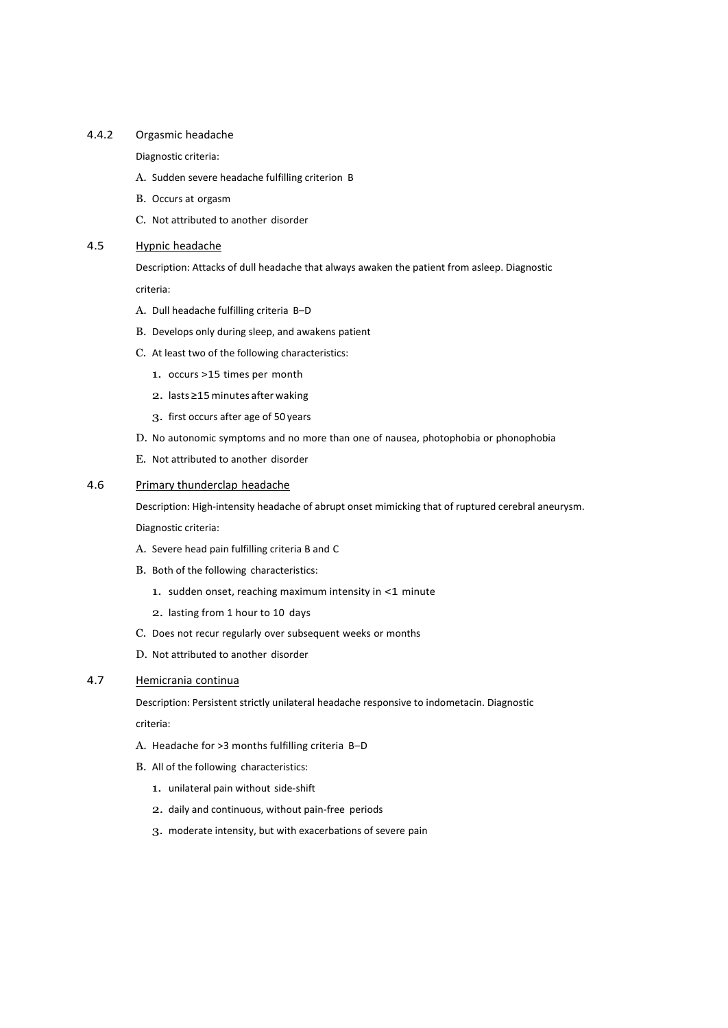### 4.4.2 Orgasmic headache

Diagnostic criteria:

A. Sudden severe headache fulfilling criterion B

B. Occurs at orgasm

C. Not attributed to another disorder

### 4.5 Hypnic headache

Description: Attacks of dull headache that always awaken the patient from asleep. Diagnostic criteria:

A. Dull headache fulfilling criteria B–D

B. Develops only during sleep, and awakens patient

C. At least two of the following characteristics:

1. occurs >15 times per month
2. lasts ≥15 minutes after waking
3. first occurs after age of 50 years

D. No autonomic symptoms and no more than one of nausea, photophobia or phonophobia

E. Not attributed to another disorder

### 4.6 Primary thunderclap headache

Description: High-intensity headache of abrupt onset mimicking that of ruptured cerebral aneurysm. Diagnostic criteria:

A. Severe head pain fulfilling criteria B and C

B. Both of the following characteristics:

1. sudden onset, reaching maximum intensity in <1 minute
2. lasting from 1 hour to 10 days

C. Does not recur regularly over subsequent weeks or months

D. Not attributed to another disorder

### 4.7 Hemicrania continua

Description: Persistent strictly unilateral headache responsive to indometacin. Diagnostic criteria:

A. Headache for >3 months fulfilling criteria B–D

B. All of the following characteristics:

1. unilateral pain without side-shift
2. daily and continuous, without pain-free periods
3. moderate intensity, but with exacerbations of severe pain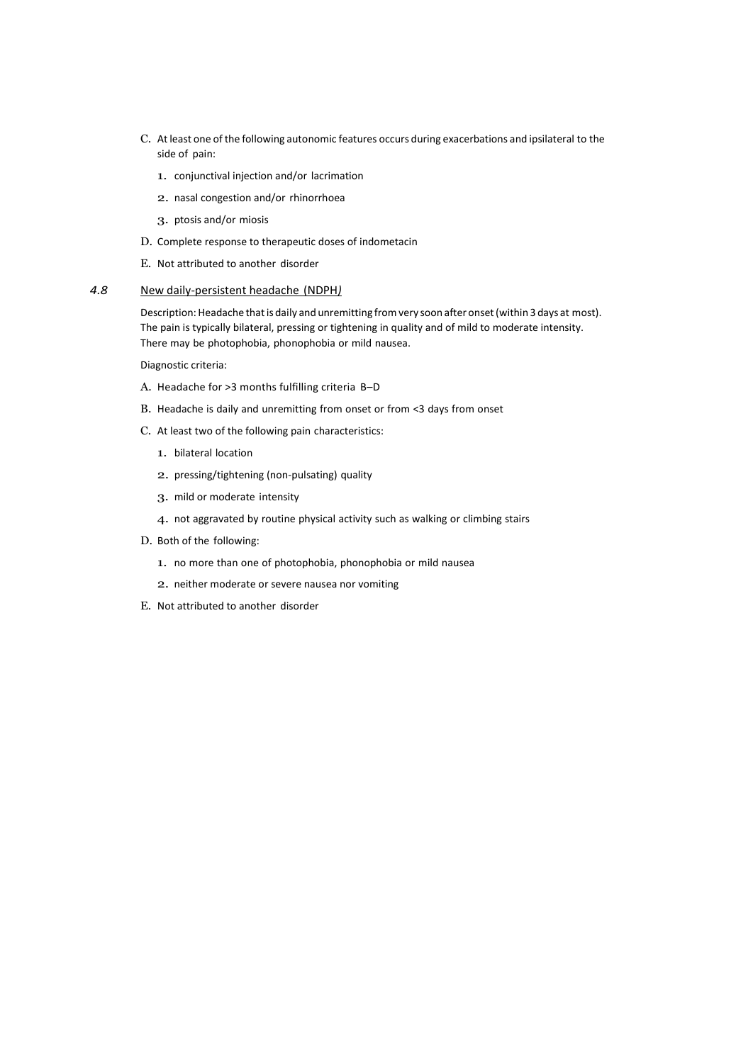C. At least one of the following autonomic features occurs during exacerbations and ipsilateral to the side of pain:

1. conjunctival injection and/or lacrimation
2. nasal congestion and/or rhinorrhoea
3. ptosis and/or miosis

D. Complete response to therapeutic doses of indometacin

E. Not attributed to another disorder

### *4.8* New daily-persistent headache (NDPH*)*

Description: Headache that is daily and unremitting from very soon after onset (within 3 days at most). The pain is typically bilateral, pressing or tightening in quality and of mild to moderate intensity. There may be photophobia, phonophobia or mild nausea.

Diagnostic criteria:

A. Headache for >3 months fulfilling criteria B–D

B. Headache is daily and unremitting from onset or from <3 days from onset

C. At least two of the following pain characteristics:

1. bilateral location
2. pressing/tightening (non-pulsating) quality
3. mild or moderate intensity
4. not aggravated by routine physical activity such as walking or climbing stairs

D. Both of the following:

1. no more than one of photophobia, phonophobia or mild nausea
2. neither moderate or severe nausea nor vomiting

E. Not attributed to another disorder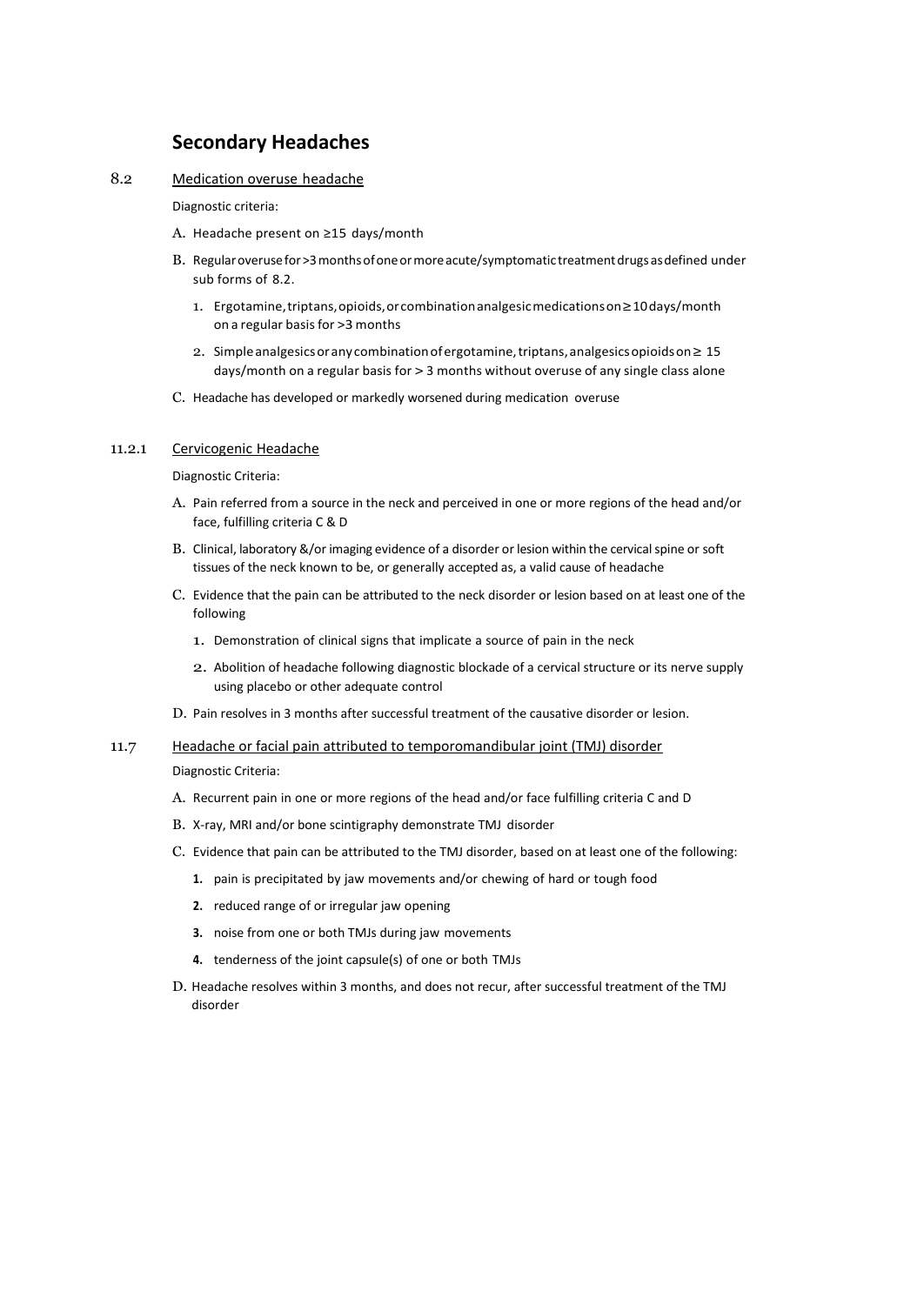## Secondary Headaches

### 8.2 <u>Medication overuse headache</u>

Diagnostic criteria:

A. Headache present on ≥15 days/month

B. Regular overuse for >3 months of one or more acute/symptomatic treatment drugs as defined under sub forms of 8.2.

1. Ergotamine, triptans, opioids, or combination analgesic medications on ≥10 days/month on a regular basis for >3 months
2. Simple analgesics or any combination of ergotamine, triptans, analgesics opioids on ≥ 15 days/month on a regular basis for > 3 months without overuse of any single class alone

C. Headache has developed or markedly worsened during medication overuse

### 11.2.1 <u>Cervicogenic Headache</u>

Diagnostic Criteria:

A. Pain referred from a source in the neck and perceived in one or more regions of the head and/or face, fulfilling criteria C & D

B. Clinical, laboratory &/or imaging evidence of a disorder or lesion within the cervical spine or soft tissues of the neck known to be, or generally accepted as, a valid cause of headache

C. Evidence that the pain can be attributed to the neck disorder or lesion based on at least one of the following

1. Demonstration of clinical signs that implicate a source of pain in the neck
2. Abolition of headache following diagnostic blockade of a cervical structure or its nerve supply using placebo or other adequate control

D. Pain resolves in 3 months after successful treatment of the causative disorder or lesion.

### 11.7 <u>Headache or facial pain attributed to temporomandibular joint (TMJ) disorder</u>

Diagnostic Criteria:

A. Recurrent pain in one or more regions of the head and/or face fulfilling criteria C and D

B. X-ray, MRI and/or bone scintigraphy demonstrate TMJ disorder

C. Evidence that pain can be attributed to the TMJ disorder, based on at least one of the following:

1. pain is precipitated by jaw movements and/or chewing of hard or tough food
2. reduced range of or irregular jaw opening
3. noise from one or both TMJs during jaw movements
4. tenderness of the joint capsule(s) of one or both TMJs

D. Headache resolves within 3 months, and does not recur, after successful treatment of the TMJ disorder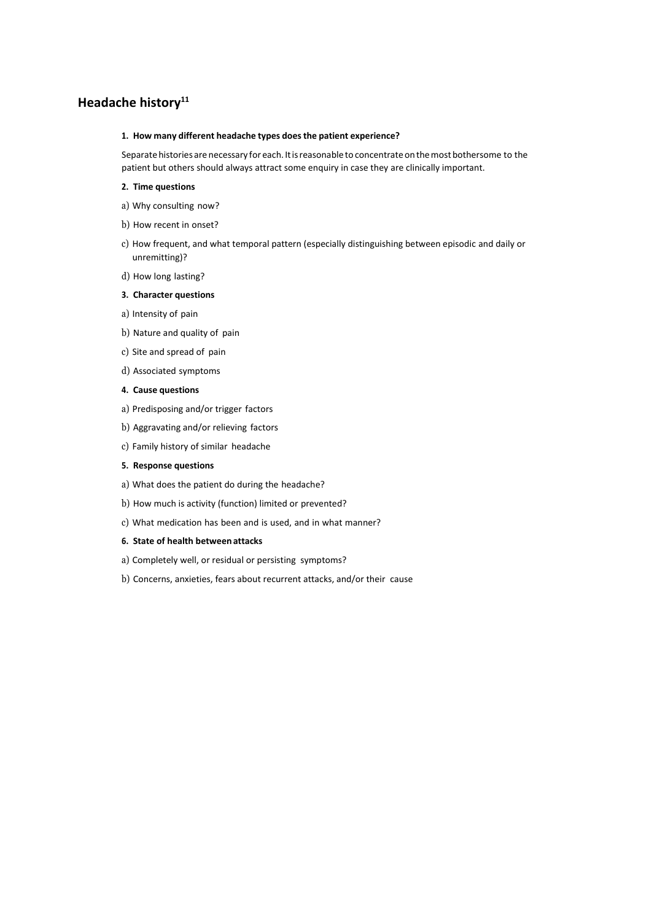## Headache history[11]

**1. How many different headache types does the patient experience?**

Separate histories are necessary for each. It is reasonable to concentrate on the most bothersome to the patient but others should always attract some enquiry in case they are clinically important.

**2. Time questions**

a) Why consulting now?

b) How recent in onset?

c) How frequent, and what temporal pattern (especially distinguishing between episodic and daily or unremitting)?

d) How long lasting?

**3. Character questions**

a) Intensity of pain

b) Nature and quality of pain

c) Site and spread of pain

d) Associated symptoms

**4. Cause questions**

a) Predisposing and/or trigger factors

b) Aggravating and/or relieving factors

c) Family history of similar headache

**5. Response questions**

a) What does the patient do during the headache?

b) How much is activity (function) limited or prevented?

c) What medication has been and is used, and in what manner?

**6. State of health between attacks**

a) Completely well, or residual or persisting symptoms?

b) Concerns, anxieties, fears about recurrent attacks, and/or their cause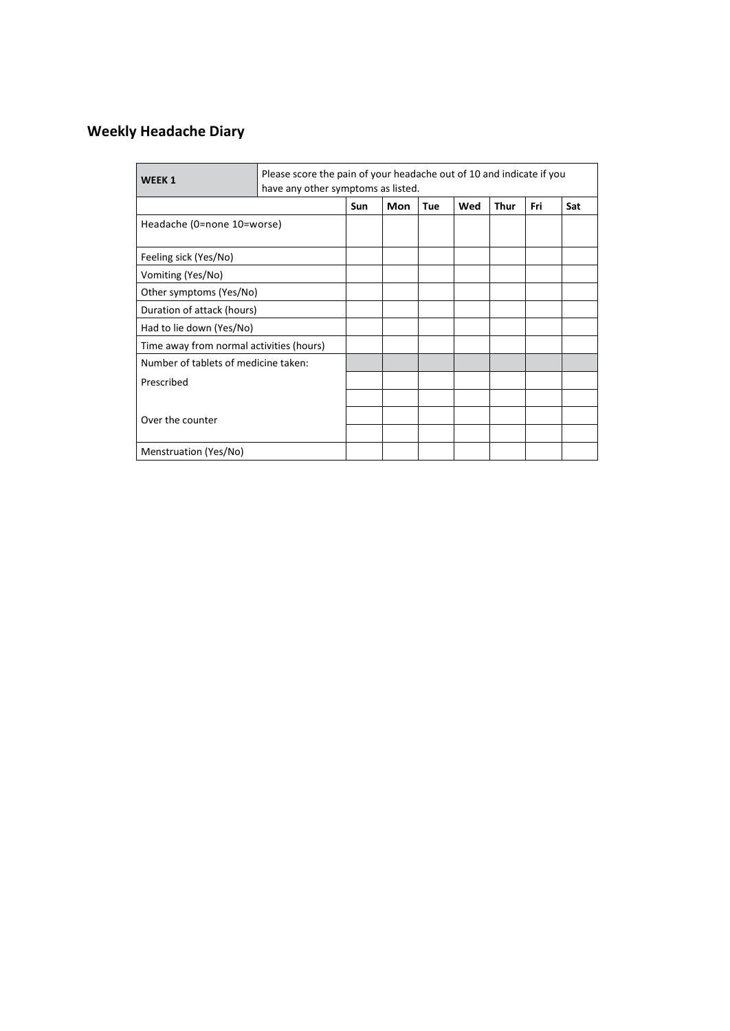## Weekly Headache Diary

| WEEK 1 | Please score the pain of your headache out of 10 and indicate if you have any other symptoms as listed. | | | | | | |
|---|---|---|---|---|---|---|---|
| | Sun | Mon | Tue | Wed | Thur | Fri | Sat |
| Headache (0=none 10=worse) | | | | | | | |
| Feeling sick (Yes/No) | | | | | | | |
| Vomiting (Yes/No) | | | | | | | |
| Other symptoms (Yes/No) | | | | | | | |
| Duration of attack (hours) | | | | | | | |
| Had to lie down (Yes/No) | | | | | | | |
| Time away from normal activities (hours) | | | | | | | |
| Number of tablets of medicine taken: | | | | | | | |
| Prescribed | | | | | | | |
| | | | | | | | |
| Over the counter | | | | | | | |
| | | | | | | | |
| Menstruation (Yes/No) | | | | | | | |